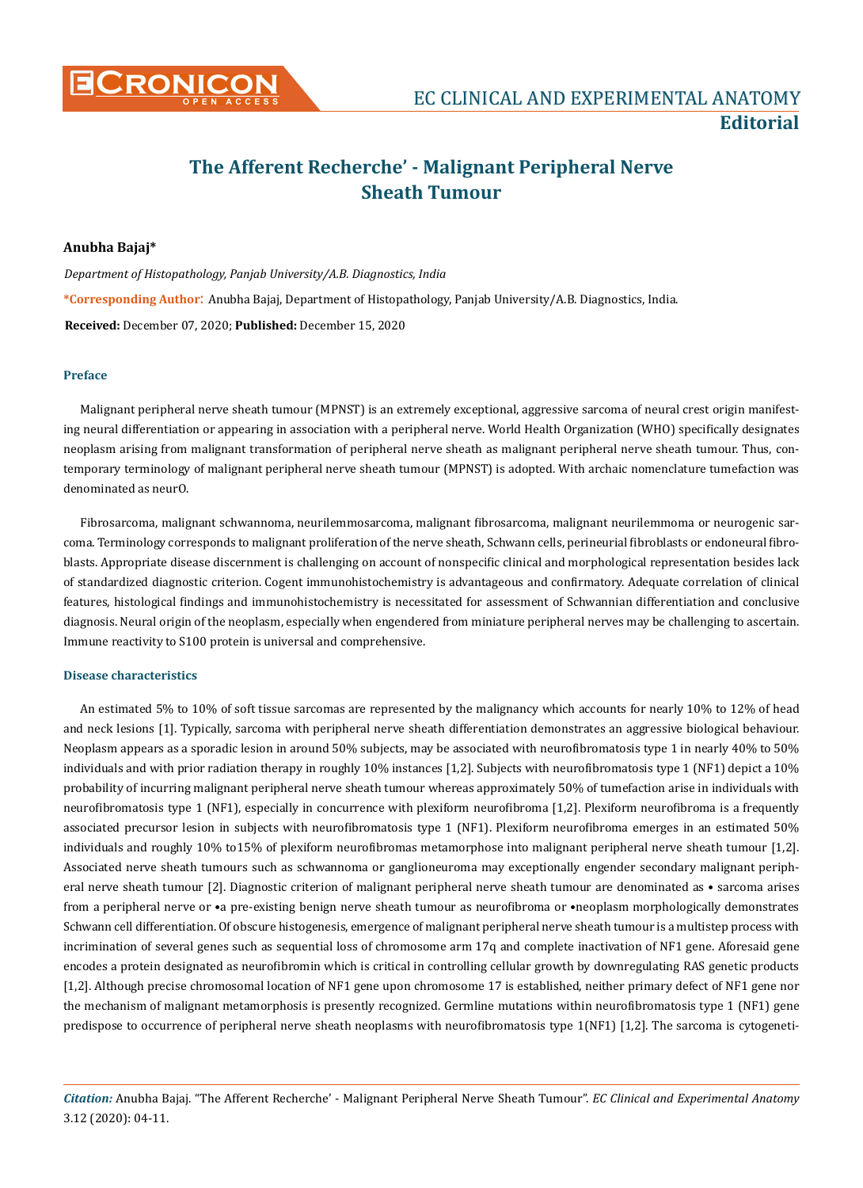# The Afferent Recherche' - Malignant Peripheral Nerve Sheath Tumour

**Anubha Bajaj***

*Department of Histopathology, Panjab University/A.B. Diagnostics, India*

***Corresponding Author**: Anubha Bajaj, Department of Histopathology, Panjab University/A.B. Diagnostics, India.

**Received:** December 07, 2020; **Published:** December 15, 2020

## Preface

Malignant peripheral nerve sheath tumour (MPNST) is an extremely exceptional, aggressive sarcoma of neural crest origin manifesting neural differentiation or appearing in association with a peripheral nerve. World Health Organization (WHO) specifically designates neoplasm arising from malignant transformation of peripheral nerve sheath as malignant peripheral nerve sheath tumour. Thus, contemporary terminology of malignant peripheral nerve sheath tumour (MPNST) is adopted. With archaic nomenclature tumefaction was denominated as neurO.

Fibrosarcoma, malignant schwannoma, neurilemmosarcoma, malignant fibrosarcoma, malignant neurilemmoma or neurogenic sarcoma. Terminology corresponds to malignant proliferation of the nerve sheath, Schwann cells, perineurial fibroblasts or endoneural fibroblasts. Appropriate disease discernment is challenging on account of nonspecific clinical and morphological representation besides lack of standardized diagnostic criterion. Cogent immunohistochemistry is advantageous and confirmatory. Adequate correlation of clinical features, histological findings and immunohistochemistry is necessitated for assessment of Schwannian differentiation and conclusive diagnosis. Neural origin of the neoplasm, especially when engendered from miniature peripheral nerves may be challenging to ascertain. Immune reactivity to S100 protein is universal and comprehensive.

## Disease characteristics

An estimated 5% to 10% of soft tissue sarcomas are represented by the malignancy which accounts for nearly 10% to 12% of head and neck lesions [1]. Typically, sarcoma with peripheral nerve sheath differentiation demonstrates an aggressive biological behaviour. Neoplasm appears as a sporadic lesion in around 50% subjects, may be associated with neurofibromatosis type 1 in nearly 40% to 50% individuals and with prior radiation therapy in roughly 10% instances [1,2]. Subjects with neurofibromatosis type 1 (NF1) depict a 10% probability of incurring malignant peripheral nerve sheath tumour whereas approximately 50% of tumefaction arise in individuals with neurofibromatosis type 1 (NF1), especially in concurrence with plexiform neurofibroma [1,2]. Plexiform neurofibroma is a frequently associated precursor lesion in subjects with neurofibromatosis type 1 (NF1). Plexiform neurofibroma emerges in an estimated 50% individuals and roughly 10% to15% of plexiform neurofibromas metamorphose into malignant peripheral nerve sheath tumour [1,2]. Associated nerve sheath tumours such as schwannoma or ganglioneuroma may exceptionally engender secondary malignant peripheral nerve sheath tumour [2]. Diagnostic criterion of malignant peripheral nerve sheath tumour are denominated as • sarcoma arises from a peripheral nerve or •a pre-existing benign nerve sheath tumour as neurofibroma or •neoplasm morphologically demonstrates Schwann cell differentiation. Of obscure histogenesis, emergence of malignant peripheral nerve sheath tumour is a multistep process with incrimination of several genes such as sequential loss of chromosome arm 17q and complete inactivation of NF1 gene. Aforesaid gene encodes a protein designated as neurofibromin which is critical in controlling cellular growth by downregulating RAS genetic products [1,2]. Although precise chromosomal location of NF1 gene upon chromosome 17 is established, neither primary defect of NF1 gene nor the mechanism of malignant metamorphosis is presently recognized. Germline mutations within neurofibromatosis type 1 (NF1) gene predispose to occurrence of peripheral nerve sheath neoplasms with neurofibromatosis type 1(NF1) [1,2]. The sarcoma is cytogeneti-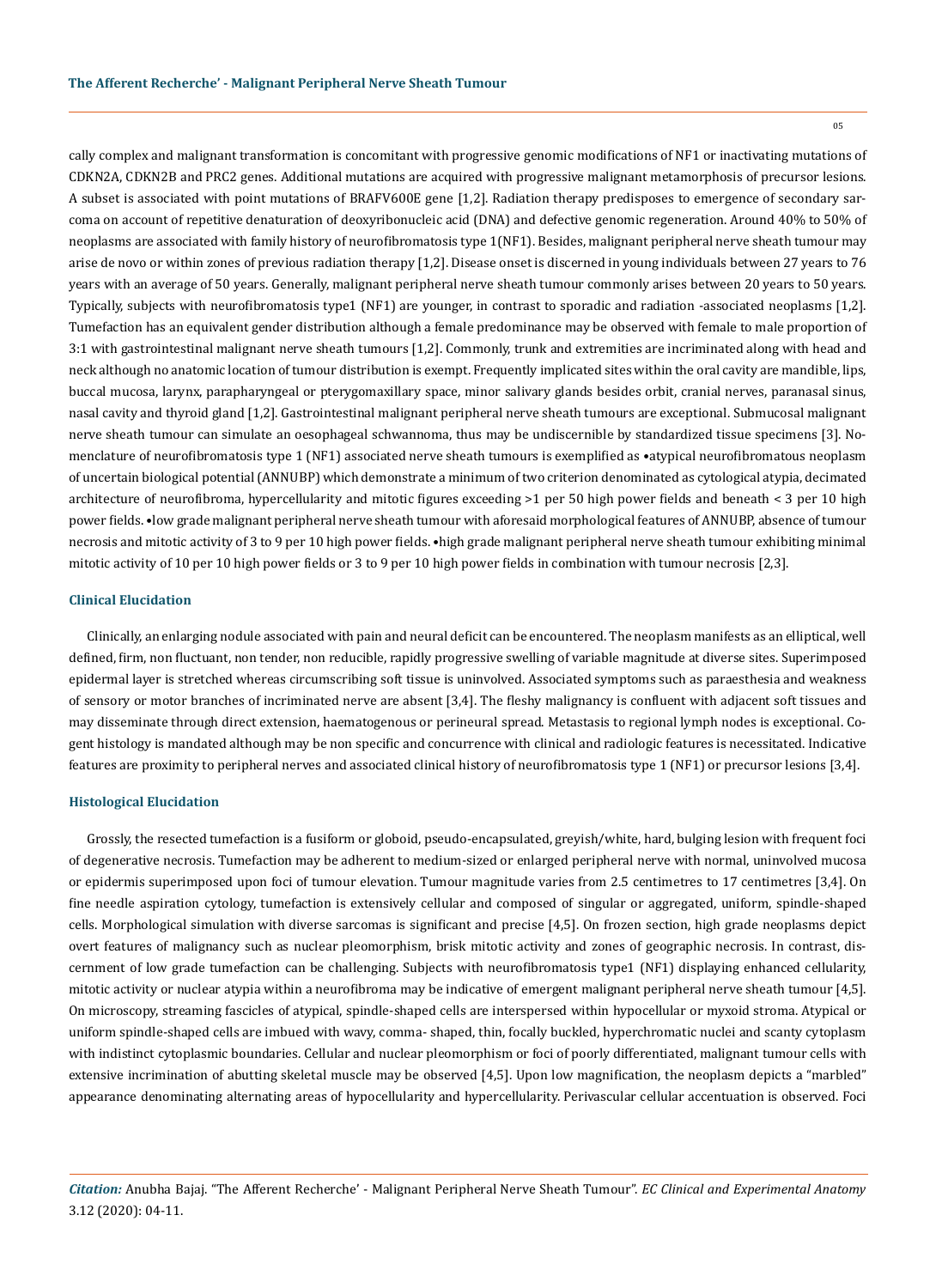cally complex and malignant transformation is concomitant with progressive genomic modifications of NF1 or inactivating mutations of CDKN2A, CDKN2B and PRC2 genes. Additional mutations are acquired with progressive malignant metamorphosis of precursor lesions. A subset is associated with point mutations of BRAFV600E gene [1,2]. Radiation therapy predisposes to emergence of secondary sarcoma on account of repetitive denaturation of deoxyribonucleic acid (DNA) and defective genomic regeneration. Around 40% to 50% of neoplasms are associated with family history of neurofibromatosis type 1(NF1). Besides, malignant peripheral nerve sheath tumour may arise de novo or within zones of previous radiation therapy [1,2]. Disease onset is discerned in young individuals between 27 years to 76 years with an average of 50 years. Generally, malignant peripheral nerve sheath tumour commonly arises between 20 years to 50 years. Typically, subjects with neurofibromatosis type1 (NF1) are younger, in contrast to sporadic and radiation -associated neoplasms [1,2]. Tumefaction has an equivalent gender distribution although a female predominance may be observed with female to male proportion of 3:1 with gastrointestinal malignant nerve sheath tumours [1,2]. Commonly, trunk and extremities are incriminated along with head and neck although no anatomic location of tumour distribution is exempt. Frequently implicated sites within the oral cavity are mandible, lips, buccal mucosa, larynx, parapharyngeal or pterygomaxillary space, minor salivary glands besides orbit, cranial nerves, paranasal sinus, nasal cavity and thyroid gland [1,2]. Gastrointestinal malignant peripheral nerve sheath tumours are exceptional. Submucosal malignant nerve sheath tumour can simulate an oesophageal schwannoma, thus may be undiscernible by standardized tissue specimens [3]. Nomenclature of neurofibromatosis type 1 (NF1) associated nerve sheath tumours is exemplified as •atypical neurofibromatous neoplasm of uncertain biological potential (ANNUBP) which demonstrate a minimum of two criterion denominated as cytological atypia, decimated architecture of neurofibroma, hypercellularity and mitotic figures exceeding >1 per 50 high power fields and beneath < 3 per 10 high power fields. •low grade malignant peripheral nerve sheath tumour with aforesaid morphological features of ANNUBP, absence of tumour necrosis and mitotic activity of 3 to 9 per 10 high power fields. •high grade malignant peripheral nerve sheath tumour exhibiting minimal mitotic activity of 10 per 10 high power fields or 3 to 9 per 10 high power fields in combination with tumour necrosis [2,3].

## Clinical Elucidation

Clinically, an enlarging nodule associated with pain and neural deficit can be encountered. The neoplasm manifests as an elliptical, well defined, firm, non fluctuant, non tender, non reducible, rapidly progressive swelling of variable magnitude at diverse sites. Superimposed epidermal layer is stretched whereas circumscribing soft tissue is uninvolved. Associated symptoms such as paraesthesia and weakness of sensory or motor branches of incriminated nerve are absent [3,4]. The fleshy malignancy is confluent with adjacent soft tissues and may disseminate through direct extension, haematogenous or perineural spread. Metastasis to regional lymph nodes is exceptional. Cogent histology is mandated although may be non specific and concurrence with clinical and radiologic features is necessitated. Indicative features are proximity to peripheral nerves and associated clinical history of neurofibromatosis type 1 (NF1) or precursor lesions [3,4].

## Histological Elucidation

Grossly, the resected tumefaction is a fusiform or globoid, pseudo-encapsulated, greyish/white, hard, bulging lesion with frequent foci of degenerative necrosis. Tumefaction may be adherent to medium-sized or enlarged peripheral nerve with normal, uninvolved mucosa or epidermis superimposed upon foci of tumour elevation. Tumour magnitude varies from 2.5 centimetres to 17 centimetres [3,4]. On fine needle aspiration cytology, tumefaction is extensively cellular and composed of singular or aggregated, uniform, spindle-shaped cells. Morphological simulation with diverse sarcomas is significant and precise [4,5]. On frozen section, high grade neoplasms depict overt features of malignancy such as nuclear pleomorphism, brisk mitotic activity and zones of geographic necrosis. In contrast, discernment of low grade tumefaction can be challenging. Subjects with neurofibromatosis type1 (NF1) displaying enhanced cellularity, mitotic activity or nuclear atypia within a neurofibroma may be indicative of emergent malignant peripheral nerve sheath tumour [4,5]. On microscopy, streaming fascicles of atypical, spindle-shaped cells are interspersed within hypocellular or myxoid stroma. Atypical or uniform spindle-shaped cells are imbued with wavy, comma- shaped, thin, focally buckled, hyperchromatic nuclei and scanty cytoplasm with indistinct cytoplasmic boundaries. Cellular and nuclear pleomorphism or foci of poorly differentiated, malignant tumour cells with extensive incrimination of abutting skeletal muscle may be observed [4,5]. Upon low magnification, the neoplasm depicts a "marbled" appearance denominating alternating areas of hypocellularity and hypercellularity. Perivascular cellular accentuation is observed. Foci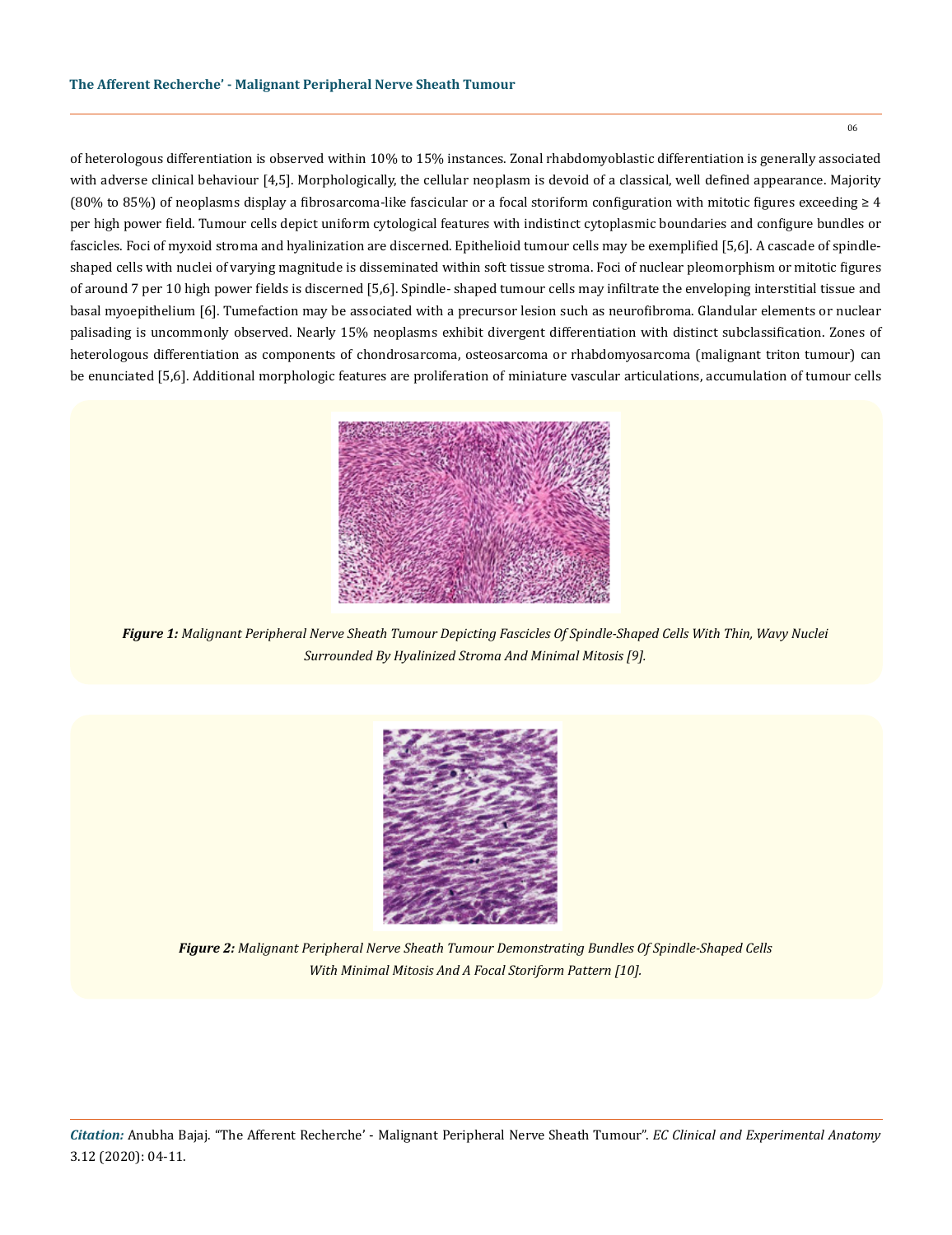of heterologous differentiation is observed within 10% to 15% instances. Zonal rhabdomyoblastic differentiation is generally associated with adverse clinical behaviour [4,5]. Morphologically, the cellular neoplasm is devoid of a classical, well defined appearance. Majority (80% to 85%) of neoplasms display a fibrosarcoma-like fascicular or a focal storiform configuration with mitotic figures exceeding ≥ 4 per high power field. Tumour cells depict uniform cytological features with indistinct cytoplasmic boundaries and configure bundles or fascicles. Foci of myxoid stroma and hyalinization are discerned. Epithelioid tumour cells may be exemplified [5,6]. A cascade of spindle-shaped cells with nuclei of varying magnitude is disseminated within soft tissue stroma. Foci of nuclear pleomorphism or mitotic figures of around 7 per 10 high power fields is discerned [5,6]. Spindle- shaped tumour cells may infiltrate the enveloping interstitial tissue and basal myoepithelium [6]. Tumefaction may be associated with a precursor lesion such as neurofibroma. Glandular elements or nuclear palisading is uncommonly observed. Nearly 15% neoplasms exhibit divergent differentiation with distinct subclassification. Zones of heterologous differentiation as components of chondrosarcoma, osteosarcoma or rhabdomyosarcoma (malignant triton tumour) can be enunciated [5,6]. Additional morphologic features are proliferation of miniature vascular articulations, accumulation of tumour cells

***Figure 1:*** *Malignant Peripheral Nerve Sheath Tumour Depicting Fascicles Of Spindle-Shaped Cells With Thin, Wavy Nuclei Surrounded By Hyalinized Stroma And Minimal Mitosis [9].*

***Figure 2:*** *Malignant Peripheral Nerve Sheath Tumour Demonstrating Bundles Of Spindle-Shaped Cells With Minimal Mitosis And A Focal Storiform Pattern [10].*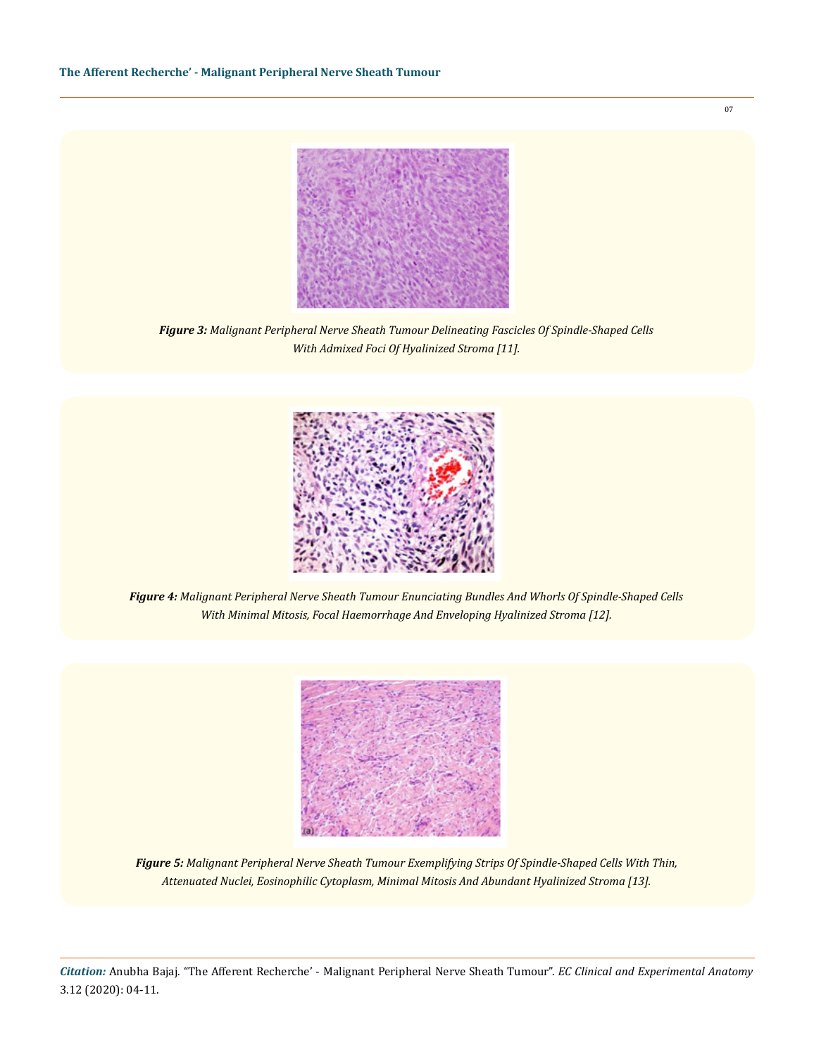*Figure 3: Malignant Peripheral Nerve Sheath Tumour Delineating Fascicles Of Spindle-Shaped Cells With Admixed Foci Of Hyalinized Stroma [11].*

*Figure 4: Malignant Peripheral Nerve Sheath Tumour Enunciating Bundles And Whorls Of Spindle-Shaped Cells With Minimal Mitosis, Focal Haemorrhage And Enveloping Hyalinized Stroma [12].*

*Figure 5: Malignant Peripheral Nerve Sheath Tumour Exemplifying Strips Of Spindle-Shaped Cells With Thin, Attenuated Nuclei, Eosinophilic Cytoplasm, Minimal Mitosis And Abundant Hyalinized Stroma [13].*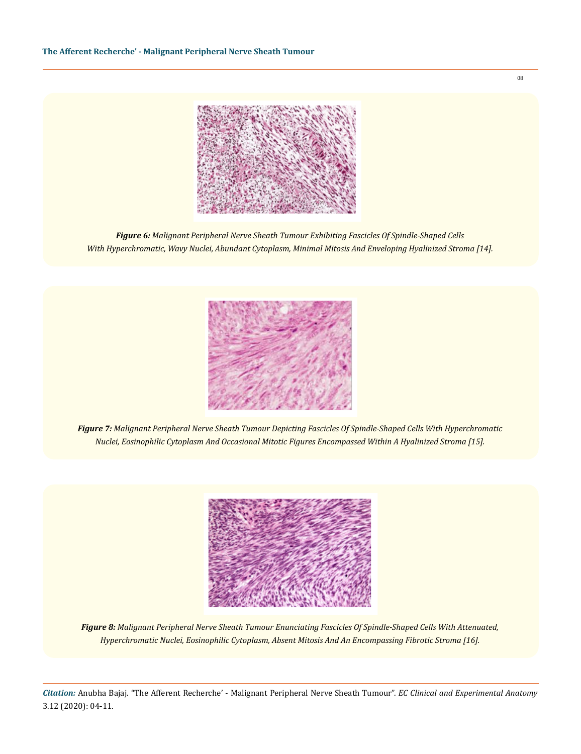*Figure 6: Malignant Peripheral Nerve Sheath Tumour Exhibiting Fascicles Of Spindle-Shaped Cells With Hyperchromatic, Wavy Nuclei, Abundant Cytoplasm, Minimal Mitosis And Enveloping Hyalinized Stroma [14].*

*Figure 7: Malignant Peripheral Nerve Sheath Tumour Depicting Fascicles Of Spindle-Shaped Cells With Hyperchromatic Nuclei, Eosinophilic Cytoplasm And Occasional Mitotic Figures Encompassed Within A Hyalinized Stroma [15].*

*Figure 8: Malignant Peripheral Nerve Sheath Tumour Enunciating Fascicles Of Spindle-Shaped Cells With Attenuated, Hyperchromatic Nuclei, Eosinophilic Cytoplasm, Absent Mitosis And An Encompassing Fibrotic Stroma [16].*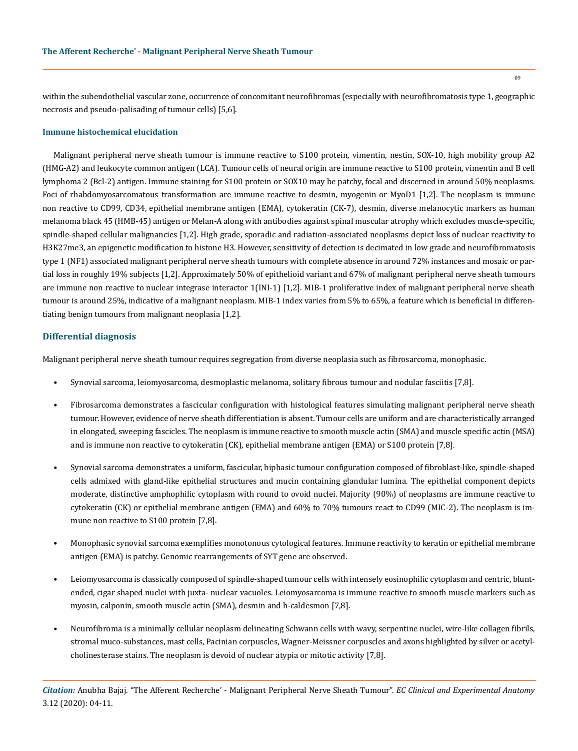within the subendothelial vascular zone, occurrence of concomitant neurofibromas (especially with neurofibromatosis type 1, geographic necrosis and pseudo-palisading of tumour cells) [5,6].

### Immune histochemical elucidation

Malignant peripheral nerve sheath tumour is immune reactive to S100 protein, vimentin, nestin, SOX-10, high mobility group A2 (HMG-A2) and leukocyte common antigen (LCA). Tumour cells of neural origin are immune reactive to S100 protein, vimentin and B cell lymphoma 2 (Bcl-2) antigen. Immune staining for S100 protein or SOX10 may be patchy, focal and discerned in around 50% neoplasms. Foci of rhabdomyosarcomatous transformation are immune reactive to desmin, myogenin or MyoD1 [1,2]. The neoplasm is immune non reactive to CD99, CD34, epithelial membrane antigen (EMA), cytokeratin (CK-7), desmin, diverse melanocytic markers as human melanoma black 45 (HMB-45) antigen or Melan-A along with antibodies against spinal muscular atrophy which excludes muscle-specific, spindle-shaped cellular malignancies [1,2]. High grade, sporadic and radiation-associated neoplasms depict loss of nuclear reactivity to H3K27me3, an epigenetic modification to histone H3. However, sensitivity of detection is decimated in low grade and neurofibromatosis type 1 (NF1) associated malignant peripheral nerve sheath tumours with complete absence in around 72% instances and mosaic or partial loss in roughly 19% subjects [1,2]. Approximately 50% of epithelioid variant and 67% of malignant peripheral nerve sheath tumours are immune non reactive to nuclear integrase interactor 1(INI-1) [1,2]. MIB-1 proliferative index of malignant peripheral nerve sheath tumour is around 25%, indicative of a malignant neoplasm. MIB-1 index varies from 5% to 65%, a feature which is beneficial in differentiating benign tumours from malignant neoplasia [1,2].

## Differential diagnosis

Malignant peripheral nerve sheath tumour requires segregation from diverse neoplasia such as fibrosarcoma, monophasic.

- Synovial sarcoma, leiomyosarcoma, desmoplastic melanoma, solitary fibrous tumour and nodular fasciitis [7,8].
- Fibrosarcoma demonstrates a fascicular configuration with histological features simulating malignant peripheral nerve sheath tumour. However, evidence of nerve sheath differentiation is absent. Tumour cells are uniform and are characteristically arranged in elongated, sweeping fascicles. The neoplasm is immune reactive to smooth muscle actin (SMA) and muscle specific actin (MSA) and is immune non reactive to cytokeratin (CK), epithelial membrane antigen (EMA) or S100 protein [7,8].
- Synovial sarcoma demonstrates a uniform, fascicular, biphasic tumour configuration composed of fibroblast-like, spindle-shaped cells admixed with gland-like epithelial structures and mucin containing glandular lumina. The epithelial component depicts moderate, distinctive amphophilic cytoplasm with round to ovoid nuclei. Majority (90%) of neoplasms are immune reactive to cytokeratin (CK) or epithelial membrane antigen (EMA) and 60% to 70% tumours react to CD99 (MIC-2). The neoplasm is immune non reactive to S100 protein [7,8].
- Monophasic synovial sarcoma exemplifies monotonous cytological features. Immune reactivity to keratin or epithelial membrane antigen (EMA) is patchy. Genomic rearrangements of SYT gene are observed.
- Leiomyosarcoma is classically composed of spindle-shaped tumour cells with intensely eosinophilic cytoplasm and centric, blunt-ended, cigar shaped nuclei with juxta- nuclear vacuoles. Leiomyosarcoma is immune reactive to smooth muscle markers such as myosin, calponin, smooth muscle actin (SMA), desmin and h-caldesmon [7,8].
- Neurofibroma is a minimally cellular neoplasm delineating Schwann cells with wavy, serpentine nuclei, wire-like collagen fibrils, stromal muco-substances, mast cells, Pacinian corpuscles, Wagner-Meissner corpuscles and axons highlighted by silver or acetylcholinesterase stains. The neoplasm is devoid of nuclear atypia or mitotic activity [7,8].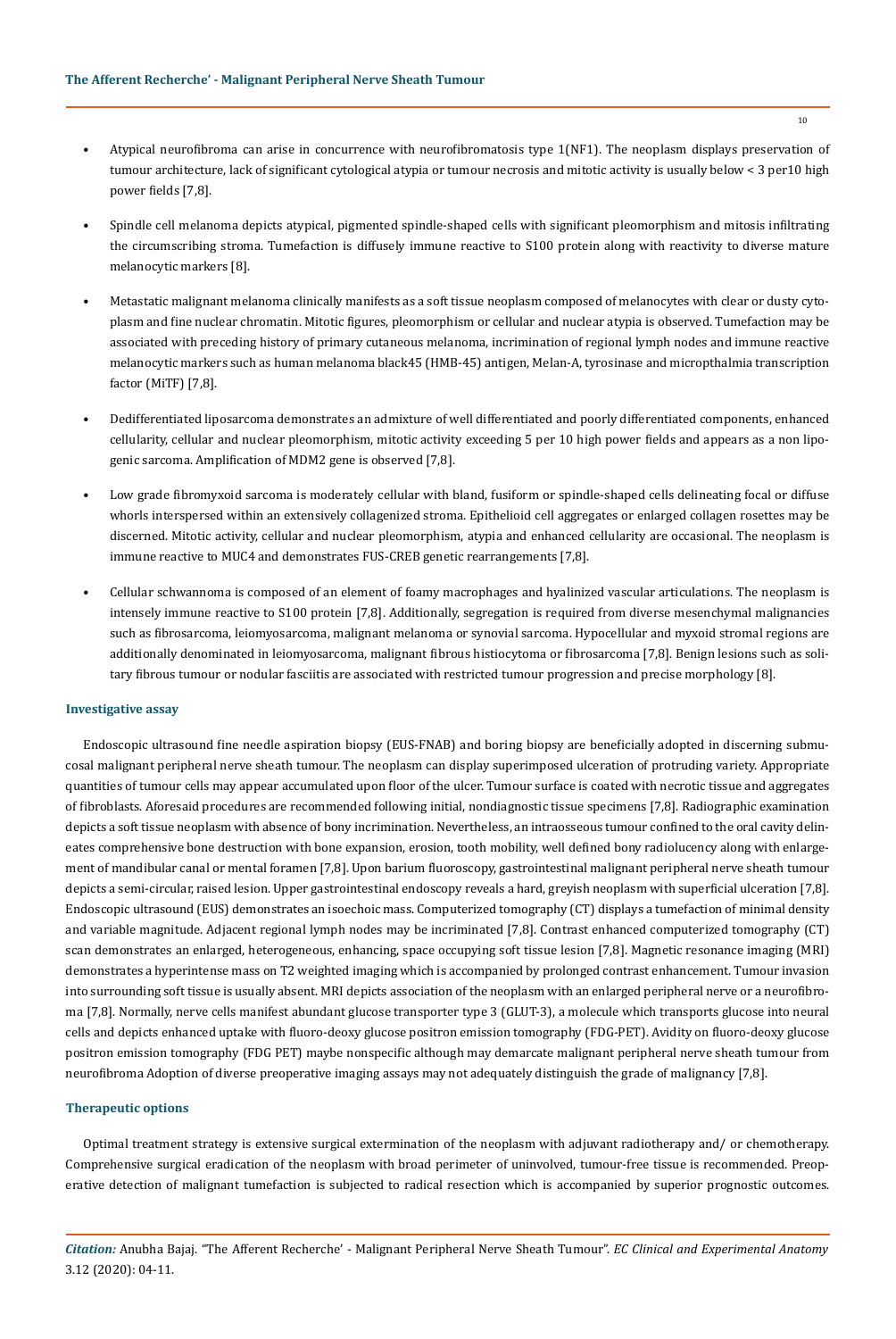- Atypical neurofibroma can arise in concurrence with neurofibromatosis type 1(NF1). The neoplasm displays preservation of tumour architecture, lack of significant cytological atypia or tumour necrosis and mitotic activity is usually below < 3 per10 high power fields [7,8].
- Spindle cell melanoma depicts atypical, pigmented spindle-shaped cells with significant pleomorphism and mitosis infiltrating the circumscribing stroma. Tumefaction is diffusely immune reactive to S100 protein along with reactivity to diverse mature melanocytic markers [8].
- Metastatic malignant melanoma clinically manifests as a soft tissue neoplasm composed of melanocytes with clear or dusty cytoplasm and fine nuclear chromatin. Mitotic figures, pleomorphism or cellular and nuclear atypia is observed. Tumefaction may be associated with preceding history of primary cutaneous melanoma, incrimination of regional lymph nodes and immune reactive melanocytic markers such as human melanoma black45 (HMB-45) antigen, Melan-A, tyrosinase and micropthalmia transcription factor (MiTF) [7,8].
- Dedifferentiated liposarcoma demonstrates an admixture of well differentiated and poorly differentiated components, enhanced cellularity, cellular and nuclear pleomorphism, mitotic activity exceeding 5 per 10 high power fields and appears as a non lipogenic sarcoma. Amplification of MDM2 gene is observed [7,8].
- Low grade fibromyxoid sarcoma is moderately cellular with bland, fusiform or spindle-shaped cells delineating focal or diffuse whorls interspersed within an extensively collagenized stroma. Epithelioid cell aggregates or enlarged collagen rosettes may be discerned. Mitotic activity, cellular and nuclear pleomorphism, atypia and enhanced cellularity are occasional. The neoplasm is immune reactive to MUC4 and demonstrates FUS-CREB genetic rearrangements [7,8].
- Cellular schwannoma is composed of an element of foamy macrophages and hyalinized vascular articulations. The neoplasm is intensely immune reactive to S100 protein [7,8]. Additionally, segregation is required from diverse mesenchymal malignancies such as fibrosarcoma, leiomyosarcoma, malignant melanoma or synovial sarcoma. Hypocellular and myxoid stromal regions are additionally denominated in leiomyosarcoma, malignant fibrous histiocytoma or fibrosarcoma [7,8]. Benign lesions such as solitary fibrous tumour or nodular fasciitis are associated with restricted tumour progression and precise morphology [8].

## Investigative assay

Endoscopic ultrasound fine needle aspiration biopsy (EUS-FNAB) and boring biopsy are beneficially adopted in discerning submucosal malignant peripheral nerve sheath tumour. The neoplasm can display superimposed ulceration of protruding variety. Appropriate quantities of tumour cells may appear accumulated upon floor of the ulcer. Tumour surface is coated with necrotic tissue and aggregates of fibroblasts. Aforesaid procedures are recommended following initial, nondiagnostic tissue specimens [7,8]. Radiographic examination depicts a soft tissue neoplasm with absence of bony incrimination. Nevertheless, an intraosseous tumour confined to the oral cavity delineates comprehensive bone destruction with bone expansion, erosion, tooth mobility, well defined bony radiolucency along with enlargement of mandibular canal or mental foramen [7,8]. Upon barium fluoroscopy, gastrointestinal malignant peripheral nerve sheath tumour depicts a semi-circular, raised lesion. Upper gastrointestinal endoscopy reveals a hard, greyish neoplasm with superficial ulceration [7,8]. Endoscopic ultrasound (EUS) demonstrates an isoechoic mass. Computerized tomography (CT) displays a tumefaction of minimal density and variable magnitude. Adjacent regional lymph nodes may be incriminated [7,8]. Contrast enhanced computerized tomography (CT) scan demonstrates an enlarged, heterogeneous, enhancing, space occupying soft tissue lesion [7,8]. Magnetic resonance imaging (MRI) demonstrates a hyperintense mass on T2 weighted imaging which is accompanied by prolonged contrast enhancement. Tumour invasion into surrounding soft tissue is usually absent. MRI depicts association of the neoplasm with an enlarged peripheral nerve or a neurofibroma [7,8]. Normally, nerve cells manifest abundant glucose transporter type 3 (GLUT-3), a molecule which transports glucose into neural cells and depicts enhanced uptake with fluoro-deoxy glucose positron emission tomography (FDG-PET). Avidity on fluoro-deoxy glucose positron emission tomography (FDG PET) maybe nonspecific although may demarcate malignant peripheral nerve sheath tumour from neurofibroma Adoption of diverse preoperative imaging assays may not adequately distinguish the grade of malignancy [7,8].

## Therapeutic options

Optimal treatment strategy is extensive surgical extermination of the neoplasm with adjuvant radiotherapy and/ or chemotherapy. Comprehensive surgical eradication of the neoplasm with broad perimeter of uninvolved, tumour-free tissue is recommended. Preoperative detection of malignant tumefaction is subjected to radical resection which is accompanied by superior prognostic outcomes.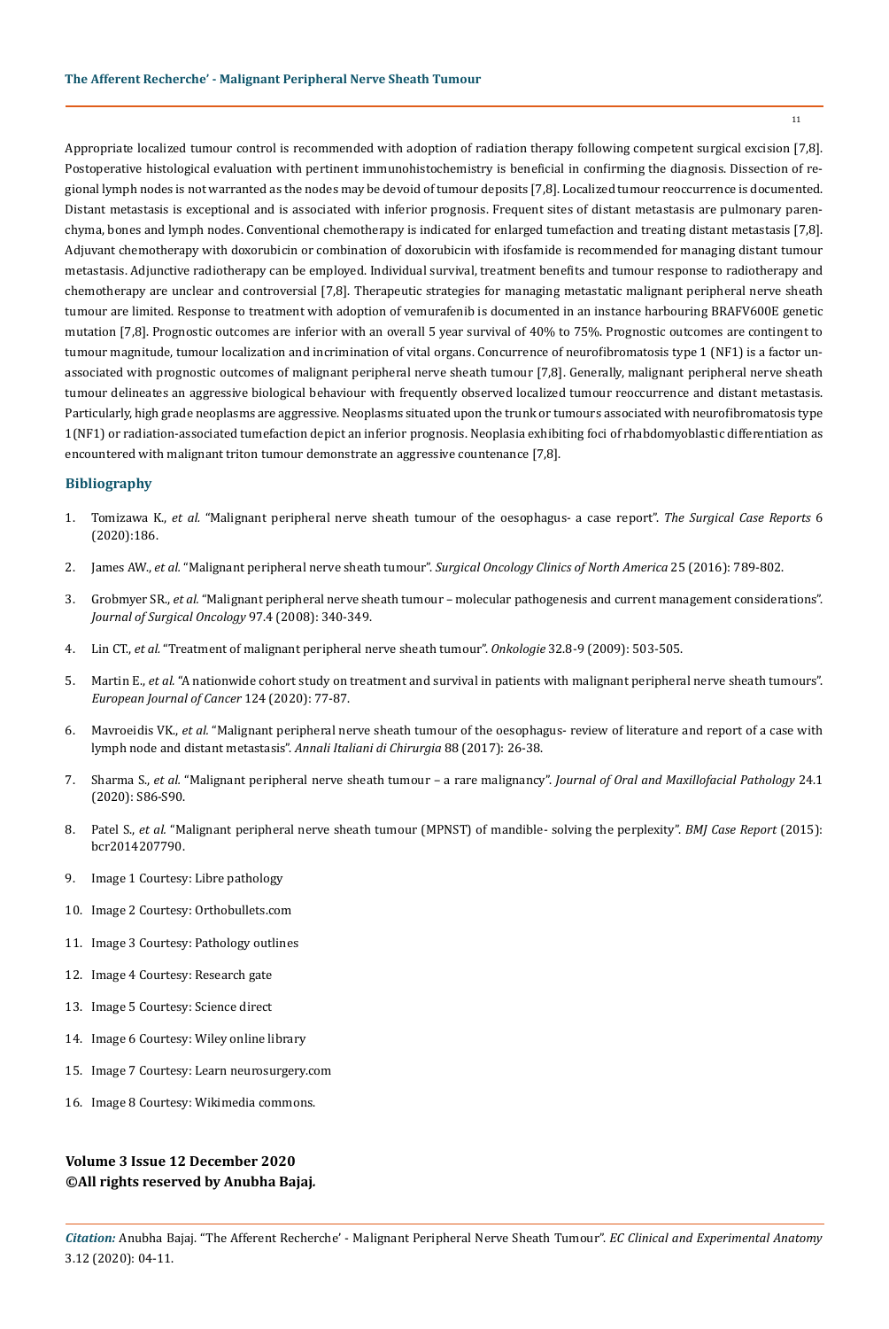Appropriate localized tumour control is recommended with adoption of radiation therapy following competent surgical excision [7,8]. Postoperative histological evaluation with pertinent immunohistochemistry is beneficial in confirming the diagnosis. Dissection of regional lymph nodes is not warranted as the nodes may be devoid of tumour deposits [7,8]. Localized tumour reoccurrence is documented. Distant metastasis is exceptional and is associated with inferior prognosis. Frequent sites of distant metastasis are pulmonary parenchyma, bones and lymph nodes. Conventional chemotherapy is indicated for enlarged tumefaction and treating distant metastasis [7,8]. Adjuvant chemotherapy with doxorubicin or combination of doxorubicin with ifosfamide is recommended for managing distant tumour metastasis. Adjunctive radiotherapy can be employed. Individual survival, treatment benefits and tumour response to radiotherapy and chemotherapy are unclear and controversial [7,8]. Therapeutic strategies for managing metastatic malignant peripheral nerve sheath tumour are limited. Response to treatment with adoption of vemurafenib is documented in an instance harbouring BRAFV600E genetic mutation [7,8]. Prognostic outcomes are inferior with an overall 5 year survival of 40% to 75%. Prognostic outcomes are contingent to tumour magnitude, tumour localization and incrimination of vital organs. Concurrence of neurofibromatosis type 1 (NF1) is a factor unassociated with prognostic outcomes of malignant peripheral nerve sheath tumour [7,8]. Generally, malignant peripheral nerve sheath tumour delineates an aggressive biological behaviour with frequently observed localized tumour reoccurrence and distant metastasis. Particularly, high grade neoplasms are aggressive. Neoplasms situated upon the trunk or tumours associated with neurofibromatosis type 1(NF1) or radiation-associated tumefaction depict an inferior prognosis. Neoplasia exhibiting foci of rhabdomyoblastic differentiation as encountered with malignant triton tumour demonstrate an aggressive countenance [7,8].

## Bibliography

1. Tomizawa K., *et al.* "Malignant peripheral nerve sheath tumour of the oesophagus- a case report". *The Surgical Case Reports* 6 (2020):186.
2. James AW., *et al.* "Malignant peripheral nerve sheath tumour". *Surgical Oncology Clinics of North America* 25 (2016): 789-802.
3. Grobmyer SR., *et al.* "Malignant peripheral nerve sheath tumour – molecular pathogenesis and current management considerations". *Journal of Surgical Oncology* 97.4 (2008): 340-349.
4. Lin CT., *et al.* "Treatment of malignant peripheral nerve sheath tumour". *Onkologie* 32.8-9 (2009): 503-505.
5. Martin E., *et al.* "A nationwide cohort study on treatment and survival in patients with malignant peripheral nerve sheath tumours". *European Journal of Cancer* 124 (2020): 77-87.
6. Mavroeidis VK., *et al.* "Malignant peripheral nerve sheath tumour of the oesophagus- review of literature and report of a case with lymph node and distant metastasis". *Annali Italiani di Chirurgia* 88 (2017): 26-38.
7. Sharma S., *et al.* "Malignant peripheral nerve sheath tumour – a rare malignancy". *Journal of Oral and Maxillofacial Pathology* 24.1 (2020): S86-S90.
8. Patel S., *et al.* "Malignant peripheral nerve sheath tumour (MPNST) of mandible- solving the perplexity". *BMJ Case Report* (2015): bcr2014207790.
9. Image 1 Courtesy: Libre pathology
10. Image 2 Courtesy: Orthobullets.com
11. Image 3 Courtesy: Pathology outlines
12. Image 4 Courtesy: Research gate
13. Image 5 Courtesy: Science direct
14. Image 6 Courtesy: Wiley online library
15. Image 7 Courtesy: Learn neurosurgery.com
16. Image 8 Courtesy: Wikimedia commons.

**Volume 3 Issue 12 December 2020**
**©All rights reserved by Anubha Bajaj.**